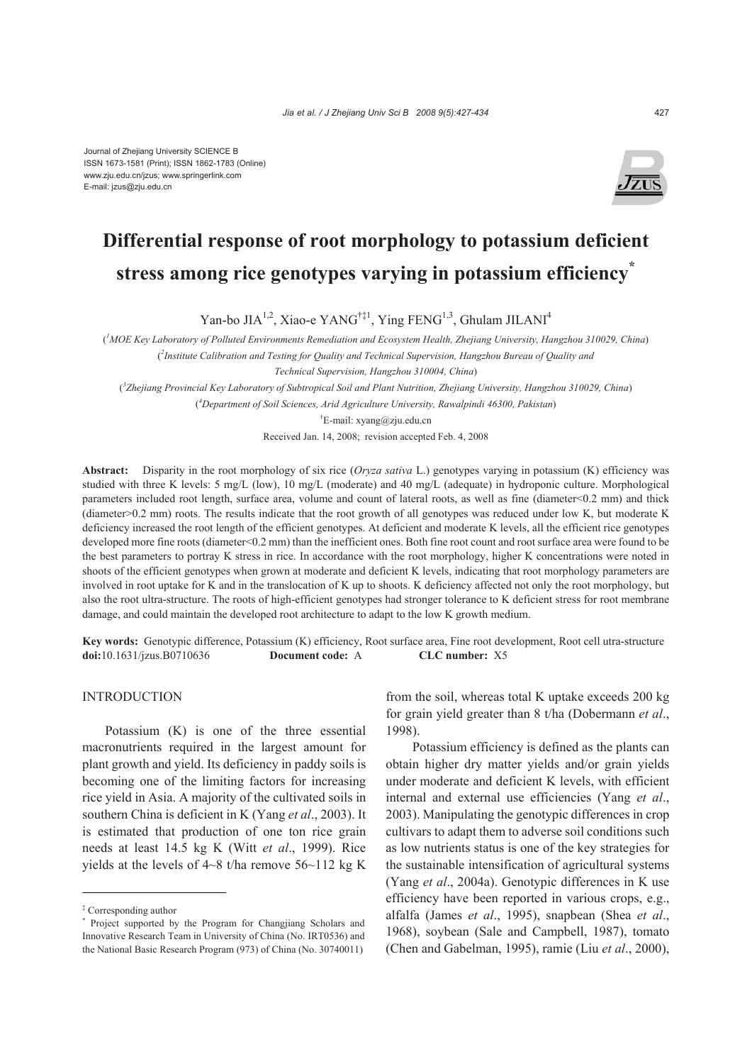Journal of Zhejiang University SCIENCE B
ISSN 1673-1581 (Print); ISSN 1862-1783 (Online)
www.zju.edu.cn/jzus; www.springerlink.com
E-mail: jzus@zju.edu.cn

# Differential response of root morphology to potassium deficient stress among rice genotypes varying in potassium efficiency*

Yan-bo JIA[1,2], Xiao-e YANG[†‡1], Ying FENG[1,3], Ghulam JILANI[4]

([1]MOE Key Laboratory of Polluted Environments Remediation and Ecosystem Health, Zhejiang University, Hangzhou 310029, China)

([2]Institute Calibration and Testing for Quality and Technical Supervision, Hangzhou Bureau of Quality and Technical Supervision, Hangzhou 310004, China)

([3]Zhejiang Provincial Key Laboratory of Subtropical Soil and Plant Nutrition, Zhejiang University, Hangzhou 310029, China)

([4]Department of Soil Sciences, Arid Agriculture University, Rawalpindi 46300, Pakistan)

[†]E-mail: xyang@zju.edu.cn

Received Jan. 14, 2008; revision accepted Feb. 4, 2008

**Abstract:** Disparity in the root morphology of six rice (*Oryza sativa* L.) genotypes varying in potassium (K) efficiency was studied with three K levels: 5 mg/L (low), 10 mg/L (moderate) and 40 mg/L (adequate) in hydroponic culture. Morphological parameters included root length, surface area, volume and count of lateral roots, as well as fine (diameter<0.2 mm) and thick (diameter>0.2 mm) roots. The results indicate that the root growth of all genotypes was reduced under low K, but moderate K deficiency increased the root length of the efficient genotypes. At deficient and moderate K levels, all the efficient rice genotypes developed more fine roots (diameter<0.2 mm) than the inefficient ones. Both fine root count and root surface area were found to be the best parameters to portray K stress in rice. In accordance with the root morphology, higher K concentrations were noted in shoots of the efficient genotypes when grown at moderate and deficient K levels, indicating that root morphology parameters are involved in root uptake for K and in the translocation of K up to shoots. K deficiency affected not only the root morphology, but also the root ultra-structure. The roots of high-efficient genotypes had stronger tolerance to K deficient stress for root membrane damage, and could maintain the developed root architecture to adapt to the low K growth medium.

**Key words:** Genotypic difference, Potassium (K) efficiency, Root surface area, Fine root development, Root cell ultra-structure
**doi:**10.1631/jzus.B0710636 **Document code:** A **CLC number:** X5

## INTRODUCTION

Potassium (K) is one of the three essential macronutrients required in the largest amount for plant growth and yield. Its deficiency in paddy soils is becoming one of the limiting factors for increasing rice yield in Asia. A majority of the cultivated soils in southern China is deficient in K (Yang *et al*., 2003). It is estimated that production of one ton rice grain needs at least 14.5 kg K (Witt *et al*., 1999). Rice yields at the levels of 4~8 t/ha remove 56~112 kg K from the soil, whereas total K uptake exceeds 200 kg for grain yield greater than 8 t/ha (Dobermann *et al*., 1998).

Potassium efficiency is defined as the plants can obtain higher dry matter yields and/or grain yields under moderate and deficient K levels, with efficient internal and external use efficiencies (Yang *et al*., 2003). Manipulating the genotypic differences in crop cultivars to adapt them to adverse soil conditions such as low nutrients status is one of the key strategies for the sustainable intensification of agricultural systems (Yang *et al*., 2004a). Genotypic differences in K use efficiency have been reported in various crops, e.g., alfalfa (James *et al*., 1995), snapbean (Shea *et al*., 1968), soybean (Sale and Campbell, 1987), tomato (Chen and Gabelman, 1995), ramie (Liu *et al*., 2000),

[‡] Corresponding author
[*] Project supported by the Program for Changjiang Scholars and Innovative Research Team in University of China (No. IRT0536) and the National Basic Research Program (973) of China (No. 30740011)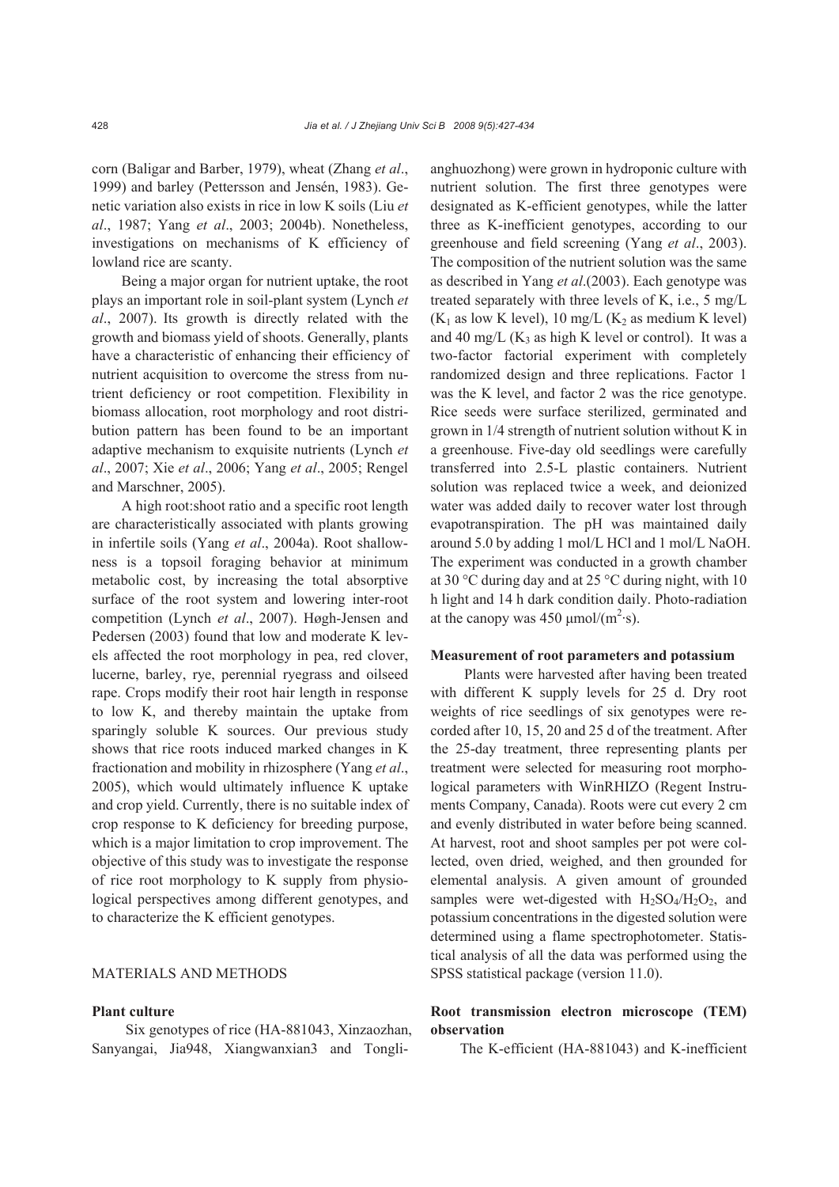corn (Baligar and Barber, 1979), wheat (Zhang *et al*., 1999) and barley (Pettersson and Jensén, 1983). Genetic variation also exists in rice in low K soils (Liu *et al*., 1987; Yang *et al*., 2003; 2004b). Nonetheless, investigations on mechanisms of K efficiency of lowland rice are scanty.

Being a major organ for nutrient uptake, the root plays an important role in soil-plant system (Lynch *et al*., 2007). Its growth is directly related with the growth and biomass yield of shoots. Generally, plants have a characteristic of enhancing their efficiency of nutrient acquisition to overcome the stress from nutrient deficiency or root competition. Flexibility in biomass allocation, root morphology and root distribution pattern has been found to be an important adaptive mechanism to exquisite nutrients (Lynch *et al*., 2007; Xie *et al*., 2006; Yang *et al*., 2005; Rengel and Marschner, 2005).

A high root:shoot ratio and a specific root length are characteristically associated with plants growing in infertile soils (Yang *et al*., 2004a). Root shallowness is a topsoil foraging behavior at minimum metabolic cost, by increasing the total absorptive surface of the root system and lowering inter-root competition (Lynch *et al*., 2007). Høgh-Jensen and Pedersen (2003) found that low and moderate K levels affected the root morphology in pea, red clover, lucerne, barley, rye, perennial ryegrass and oilseed rape. Crops modify their root hair length in response to low K, and thereby maintain the uptake from sparingly soluble K sources. Our previous study shows that rice roots induced marked changes in K fractionation and mobility in rhizosphere (Yang *et al*., 2005), which would ultimately influence K uptake and crop yield. Currently, there is no suitable index of crop response to K deficiency for breeding purpose, which is a major limitation to crop improvement. The objective of this study was to investigate the response of rice root morphology to K supply from physiological perspectives among different genotypes, and to characterize the K efficient genotypes.

## MATERIALS AND METHODS

### Plant culture

Six genotypes of rice (HA-881043, Xinzaozhan, Sanyangai, Jia948, Xiangwanxian3 and Tonglianghuozhong) were grown in hydroponic culture with nutrient solution. The first three genotypes were designated as K-efficient genotypes, while the latter three as K-inefficient genotypes, according to our greenhouse and field screening (Yang *et al*., 2003). The composition of the nutrient solution was the same as described in Yang *et al*.(2003). Each genotype was treated separately with three levels of K, i.e., 5 mg/L ($K_1$ as low K level), 10 mg/L ($K_2$ as medium K level) and 40 mg/L ($K_3$ as high K level or control). It was a two-factor factorial experiment with completely randomized design and three replications. Factor 1 was the K level, and factor 2 was the rice genotype. Rice seeds were surface sterilized, germinated and grown in 1/4 strength of nutrient solution without K in a greenhouse. Five-day old seedlings were carefully transferred into 2.5-L plastic containers. Nutrient solution was replaced twice a week, and deionized water was added daily to recover water lost through evapotranspiration. The pH was maintained daily around 5.0 by adding 1 mol/L HCl and 1 mol/L NaOH. The experiment was conducted in a growth chamber at 30 °C during day and at 25 °C during night, with 10 h light and 14 h dark condition daily. Photo-radiation at the canopy was 450 μmol/($m^2$·s).

### Measurement of root parameters and potassium

Plants were harvested after having been treated with different K supply levels for 25 d. Dry root weights of rice seedlings of six genotypes were recorded after 10, 15, 20 and 25 d of the treatment. After the 25-day treatment, three representing plants per treatment were selected for measuring root morphological parameters with WinRHIZO (Regent Instruments Company, Canada). Roots were cut every 2 cm and evenly distributed in water before being scanned. At harvest, root and shoot samples per pot were collected, oven dried, weighed, and then grounded for elemental analysis. A given amount of grounded samples were wet-digested with $H_2SO_4$/$H_2O_2$, and potassium concentrations in the digested solution were determined using a flame spectrophotometer. Statistical analysis of all the data was performed using the SPSS statistical package (version 11.0).

### Root transmission electron microscope (TEM) observation

The K-efficient (HA-881043) and K-inefficient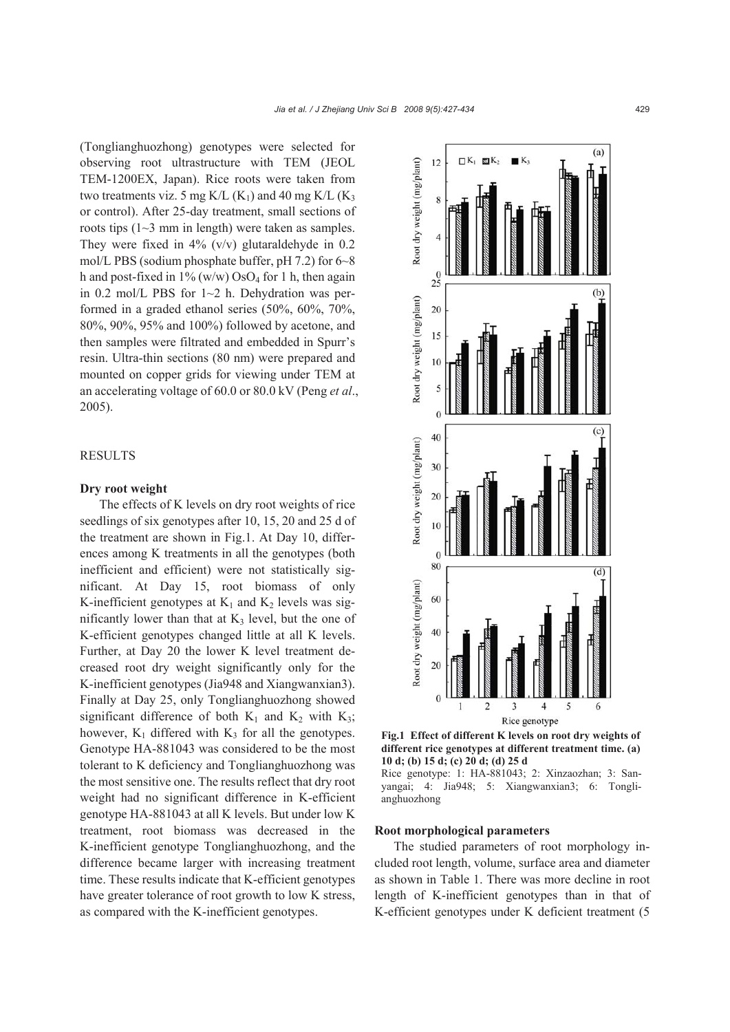(Tonglianghuozhong) genotypes were selected for observing root ultrastructure with TEM (JEOL TEM-1200EX, Japan). Rice roots were taken from two treatments viz. 5 mg K/L ($K_1$) and 40 mg K/L ($K_3$ or control). After 25-day treatment, small sections of roots tips (1~3 mm in length) were taken as samples. They were fixed in 4% (v/v) glutaraldehyde in 0.2 mol/L PBS (sodium phosphate buffer, pH 7.2) for 6~8 h and post-fixed in 1% (w/w) $OsO_4$ for 1 h, then again in 0.2 mol/L PBS for 1~2 h. Dehydration was performed in a graded ethanol series (50%, 60%, 70%, 80%, 90%, 95% and 100%) followed by acetone, and then samples were filtrated and embedded in Spurr's resin. Ultra-thin sections (80 nm) were prepared and mounted on copper grids for viewing under TEM at an accelerating voltage of 60.0 or 80.0 kV (Peng *et al*., 2005).

## RESULTS

### Dry root weight

The effects of K levels on dry root weights of rice seedlings of six genotypes after 10, 15, 20 and 25 d of the treatment are shown in Fig.1. At Day 10, differences among K treatments in all the genotypes (both inefficient and efficient) were not statistically significant. At Day 15, root biomass of only K-inefficient genotypes at $K_1$ and $K_2$ levels was significantly lower than that at $K_3$ level, but the one of K-efficient genotypes changed little at all K levels. Further, at Day 20 the lower K level treatment decreased root dry weight significantly only for the K-inefficient genotypes (Jia948 and Xiangwanxian3). Finally at Day 25, only Tonglianghuozhong showed significant difference of both $K_1$ and $K_2$ with $K_3$; however, $K_1$ differed with $K_3$ for all the genotypes. Genotype HA-881043 was considered to be the most tolerant to K deficiency and Tonglianghuozhong was the most sensitive one. The results reflect that dry root weight had no significant difference in K-efficient genotype HA-881043 at all K levels. But under low K treatment, root biomass was decreased in the K-inefficient genotype Tonglianghuozhong, and the difference became larger with increasing treatment time. These results indicate that K-efficient genotypes have greater tolerance of root growth to low K stress, as compared with the K-inefficient genotypes.

**Fig.1 Effect of different K levels on root dry weights of different rice genotypes at different treatment time. (a) 10 d; (b) 15 d; (c) 20 d; (d) 25 d**

Rice genotype: 1: HA-881043; 2: Xinzaozhan; 3: Sanyangai; 4: Jia948; 5: Xiangwanxian3; 6: Tonglianghuozhong

### Root morphological parameters

The studied parameters of root morphology included root length, volume, surface area and diameter as shown in Table 1. There was more decline in root length of K-inefficient genotypes than in that of K-efficient genotypes under K deficient treatment (5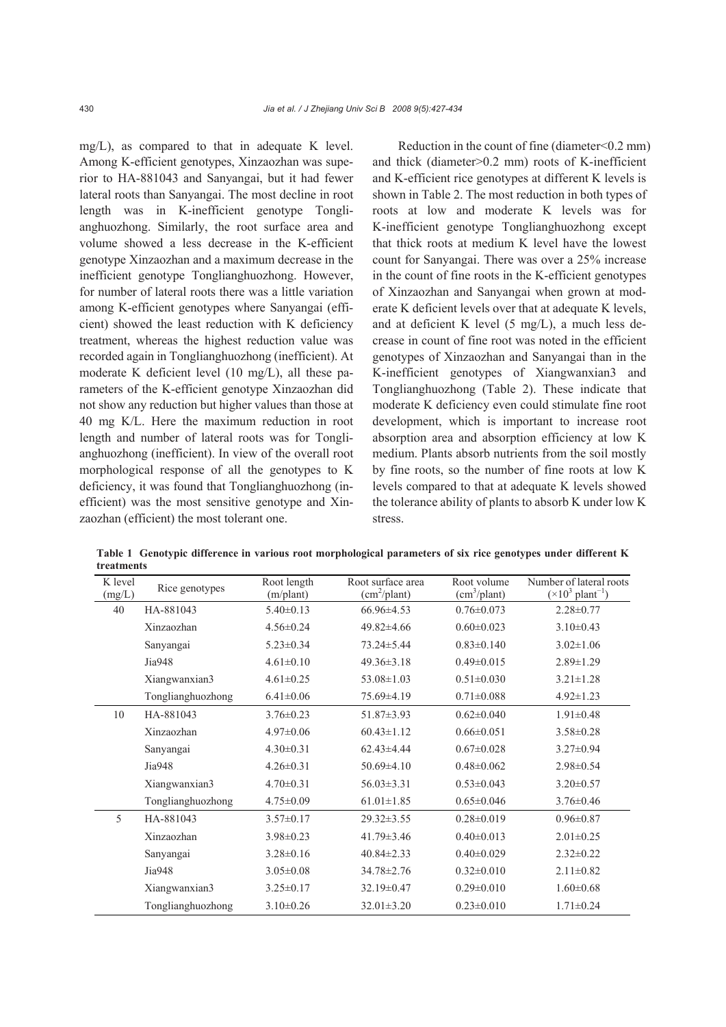mg/L), as compared to that in adequate K level. Among K-efficient genotypes, Xinzaozhan was superior to HA-881043 and Sanyangai, but it had fewer lateral roots than Sanyangai. The most decline in root length was in K-inefficient genotype Tonglianghuozhong. Similarly, the root surface area and volume showed a less decrease in the K-efficient genotype Xinzaozhan and a maximum decrease in the inefficient genotype Tonglianghuozhong. However, for number of lateral roots there was a little variation among K-efficient genotypes where Sanyangai (efficient) showed the least reduction with K deficiency treatment, whereas the highest reduction value was recorded again in Tonglianghuozhong (inefficient). At moderate K deficient level (10 mg/L), all these parameters of the K-efficient genotype Xinzaozhan did not show any reduction but higher values than those at 40 mg K/L. Here the maximum reduction in root length and number of lateral roots was for Tonglianghuozhong (inefficient). In view of the overall root morphological response of all the genotypes to K deficiency, it was found that Tonglianghuozhong (inefficient) was the most sensitive genotype and Xinzaozhan (efficient) the most tolerant one.

Reduction in the count of fine (diameter<0.2 mm) and thick (diameter>0.2 mm) roots of K-inefficient and K-efficient rice genotypes at different K levels is shown in Table 2. The most reduction in both types of roots at low and moderate K levels was for K-inefficient genotype Tonglianghuozhong except that thick roots at medium K level have the lowest count for Sanyangai. There was over a 25% increase in the count of fine roots in the K-efficient genotypes of Xinzaozhan and Sanyangai when grown at moderate K deficient levels over that at adequate K levels, and at deficient K level (5 mg/L), a much less decrease in count of fine root was noted in the efficient genotypes of Xinzaozhan and Sanyangai than in the K-inefficient genotypes of Xiangwanxian3 and Tonglianghuozhong (Table 2). These indicate that moderate K deficiency even could stimulate fine root development, which is important to increase root absorption area and absorption efficiency at low K medium. Plants absorb nutrients from the soil mostly by fine roots, so the number of fine roots at low K levels compared to that at adequate K levels showed the tolerance ability of plants to absorb K under low K stress.

**Table 1 Genotypic difference in various root morphological parameters of six rice genotypes under different K treatments**

| K level (mg/L) | Rice genotypes | Root length (m/plant) | Root surface area ($cm^2$/plant) | Root volume ($cm^3$/plant) | Number of lateral roots ($\times10^3$ plant$^{-1}$) |
|---|---|---|---|---|---|
| 40 | HA-881043 | 5.40±0.13 | 66.96±4.53 | 0.76±0.073 | 2.28±0.77 |
| | Xinzaozhan | 4.56±0.24 | 49.82±4.66 | 0.60±0.023 | 3.10±0.43 |
| | Sanyangai | 5.23±0.34 | 73.24±5.44 | 0.83±0.140 | 3.02±1.06 |
| | Jia948 | 4.61±0.10 | 49.36±3.18 | 0.49±0.015 | 2.89±1.29 |
| | Xiangwanxian3 | 4.61±0.25 | 53.08±1.03 | 0.51±0.030 | 3.21±1.28 |
| | Tonglianghuozhong | 6.41±0.06 | 75.69±4.19 | 0.71±0.088 | 4.92±1.23 |
| 10 | HA-881043 | 3.76±0.23 | 51.87±3.93 | 0.62±0.040 | 1.91±0.48 |
| | Xinzaozhan | 4.97±0.06 | 60.43±1.12 | 0.66±0.051 | 3.58±0.28 |
| | Sanyangai | 4.30±0.31 | 62.43±4.44 | 0.67±0.028 | 3.27±0.94 |
| | Jia948 | 4.26±0.31 | 50.69±4.10 | 0.48±0.062 | 2.98±0.54 |
| | Xiangwanxian3 | 4.70±0.31 | 56.03±3.31 | 0.53±0.043 | 3.20±0.57 |
| | Tonglianghuozhong | 4.75±0.09 | 61.01±1.85 | 0.65±0.046 | 3.76±0.46 |
| 5 | HA-881043 | 3.57±0.17 | 29.32±3.55 | 0.28±0.019 | 0.96±0.87 |
| | Xinzaozhan | 3.98±0.23 | 41.79±3.46 | 0.40±0.013 | 2.01±0.25 |
| | Sanyangai | 3.28±0.16 | 40.84±2.33 | 0.40±0.029 | 2.32±0.22 |
| | Jia948 | 3.05±0.08 | 34.78±2.76 | 0.32±0.010 | 2.11±0.82 |
| | Xiangwanxian3 | 3.25±0.17 | 32.19±0.47 | 0.29±0.010 | 1.60±0.68 |
| | Tonglianghuozhong | 3.10±0.26 | 32.01±3.20 | 0.23±0.010 | 1.71±0.24 |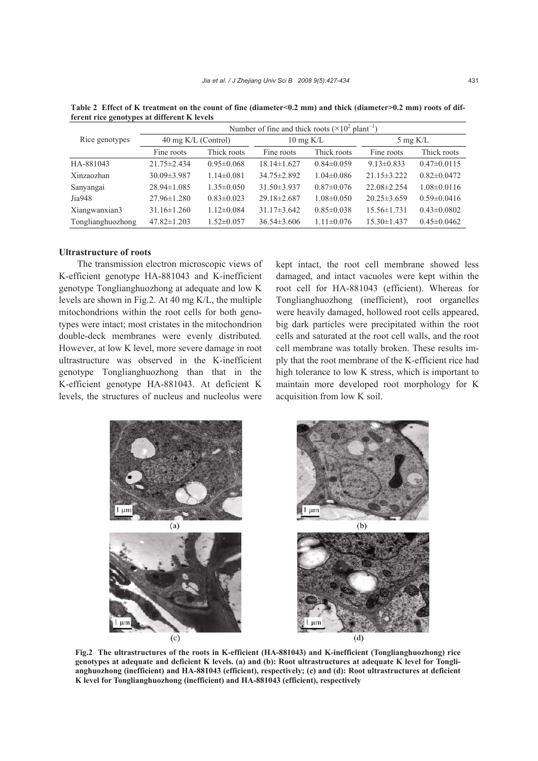**Table 2 Effect of K treatment on the count of fine (diameter<0.2 mm) and thick (diameter>0.2 mm) roots of different rice genotypes at different K levels**

| Rice genotypes | Number of fine and thick roots ($\times 10^2$ plant$^{-1}$) | | | | | |
|---|---|---|---|---|---|---|
| | 40 mg K/L (Control) | | 10 mg K/L | | 5 mg K/L | |
| | Fine roots | Thick roots | Fine roots | Thick roots | Fine roots | Thick roots |
| HA-881043 | 21.75±2.434 | 0.95±0.068 | 18.14±1.627 | 0.84±0.059 | 9.13±0.833 | 0.47±0.0115 |
| Xinzaozhan | 30.09±3.987 | 1.14±0.081 | 34.75±2.892 | 1.04±0.086 | 21.15±3.222 | 0.82±0.0472 |
| Sanyangai | 28.94±1.085 | 1.35±0.050 | 31.50±3.937 | 0.87±0.076 | 22.08±2.254 | 1.08±0.0116 |
| Jia948 | 27.96±1.280 | 0.83±0.023 | 29.18±2.687 | 1.08±0.050 | 20.25±3.659 | 0.59±0.0416 |
| Xiangwanxian3 | 31.16±1.260 | 1.12±0.084 | 31.17±3.642 | 0.85±0.038 | 15.56±1.731 | 0.43±0.0802 |
| Tonglianghuozhong | 47.82±1.203 | 1.52±0.057 | 36.54±3.606 | 1.11±0.076 | 15.30±1.437 | 0.45±0.0462 |

### Ultrastructure of roots

The transmission electron microscopic views of K-efficient genotype HA-881043 and K-inefficient genotype Tonglianghuozhong at adequate and low K levels are shown in Fig.2. At 40 mg K/L, the multiple mitochondrions within the root cells for both genotypes were intact; most cristates in the mitochondrion double-deck membranes were evenly distributed. However, at low K level, more severe damage in root ultrastructure was observed in the K-inefficient genotype Tonglianghuozhong than that in the K-efficient genotype HA-881043. At deficient K levels, the structures of nucleus and nucleolus were kept intact, the root cell membrane showed less damaged, and intact vacuoles were kept within the root cell for HA-881043 (efficient). Whereas for Tonglianghuozhong (inefficient), root organelles were heavily damaged, hollowed root cells appeared, big dark particles were precipitated within the root cells and saturated at the root cell walls, and the root cell membrane was totally broken. These results imply that the root membrane of the K-efficient rice had high tolerance to low K stress, which is important to maintain more developed root morphology for K acquisition from low K soil.

**Fig.2 The ultrastructures of the roots in K-efficient (HA-881043) and K-inefficient (Tonglianghuozhong) rice genotypes at adequate and deficient K levels. (a) and (b): Root ultrastructures at adequate K level for Tonglianghuozhong (inefficient) and HA-881043 (efficient), respectively; (c) and (d): Root ultrastructures at deficient K level for Tonglianghuozhong (inefficient) and HA-881043 (efficient), respectively**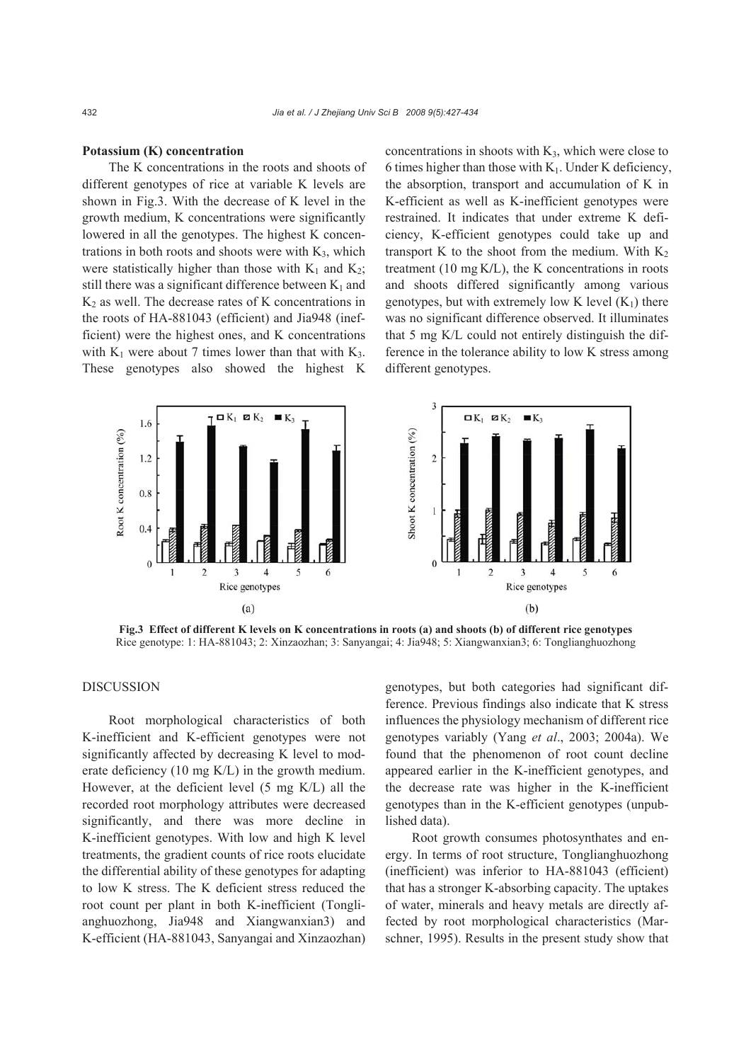### Potassium (K) concentration

The K concentrations in the roots and shoots of different genotypes of rice at variable K levels are shown in Fig.3. With the decrease of K level in the growth medium, K concentrations were significantly lowered in all the genotypes. The highest K concentrations in both roots and shoots were with $K_3$, which were statistically higher than those with $K_1$ and $K_2$; still there was a significant difference between $K_1$ and $K_2$ as well. The decrease rates of K concentrations in the roots of HA-881043 (efficient) and Jia948 (inefficient) were the highest ones, and K concentrations with $K_1$ were about 7 times lower than that with $K_3$. These genotypes also showed the highest K concentrations in shoots with $K_3$, which were close to 6 times higher than those with $K_1$. Under K deficiency, the absorption, transport and accumulation of K in K-efficient as well as K-inefficient genotypes were restrained. It indicates that under extreme K deficiency, K-efficient genotypes could take up and transport K to the shoot from the medium. With $K_2$ treatment (10 mg K/L), the K concentrations in roots and shoots differed significantly among various genotypes, but with extremely low K level ($K_1$) there was no significant difference observed. It illuminates that 5 mg K/L could not entirely distinguish the difference in the tolerance ability to low K stress among different genotypes.

**Fig.3 Effect of different K levels on K concentrations in roots (a) and shoots (b) of different rice genotypes**
Rice genotype: 1: HA-881043; 2: Xinzaozhan; 3: Sanyangai; 4: Jia948; 5: Xiangwanxian3; 6: Tonglianghuozhong

## DISCUSSION

Root morphological characteristics of both K-inefficient and K-efficient genotypes were not significantly affected by decreasing K level to moderate deficiency (10 mg K/L) in the growth medium. However, at the deficient level (5 mg K/L) all the recorded root morphology attributes were decreased significantly, and there was more decline in K-inefficient genotypes. With low and high K level treatments, the gradient counts of rice roots elucidate the differential ability of these genotypes for adapting to low K stress. The K deficient stress reduced the root count per plant in both K-inefficient (Tonglianghuozhong, Jia948 and Xiangwanxian3) and K-efficient (HA-881043, Sanyangai and Xinzaozhan) genotypes, but both categories had significant difference. Previous findings also indicate that K stress influences the physiology mechanism of different rice genotypes variably (Yang *et al*., 2003; 2004a). We found that the phenomenon of root count decline appeared earlier in the K-inefficient genotypes, and the decrease rate was higher in the K-inefficient genotypes than in the K-efficient genotypes (unpublished data).

Root growth consumes photosynthates and energy. In terms of root structure, Tonglianghuozhong (inefficient) was inferior to HA-881043 (efficient) that has a stronger K-absorbing capacity. The uptakes of water, minerals and heavy metals are directly affected by root morphological characteristics (Marschner, 1995). Results in the present study show that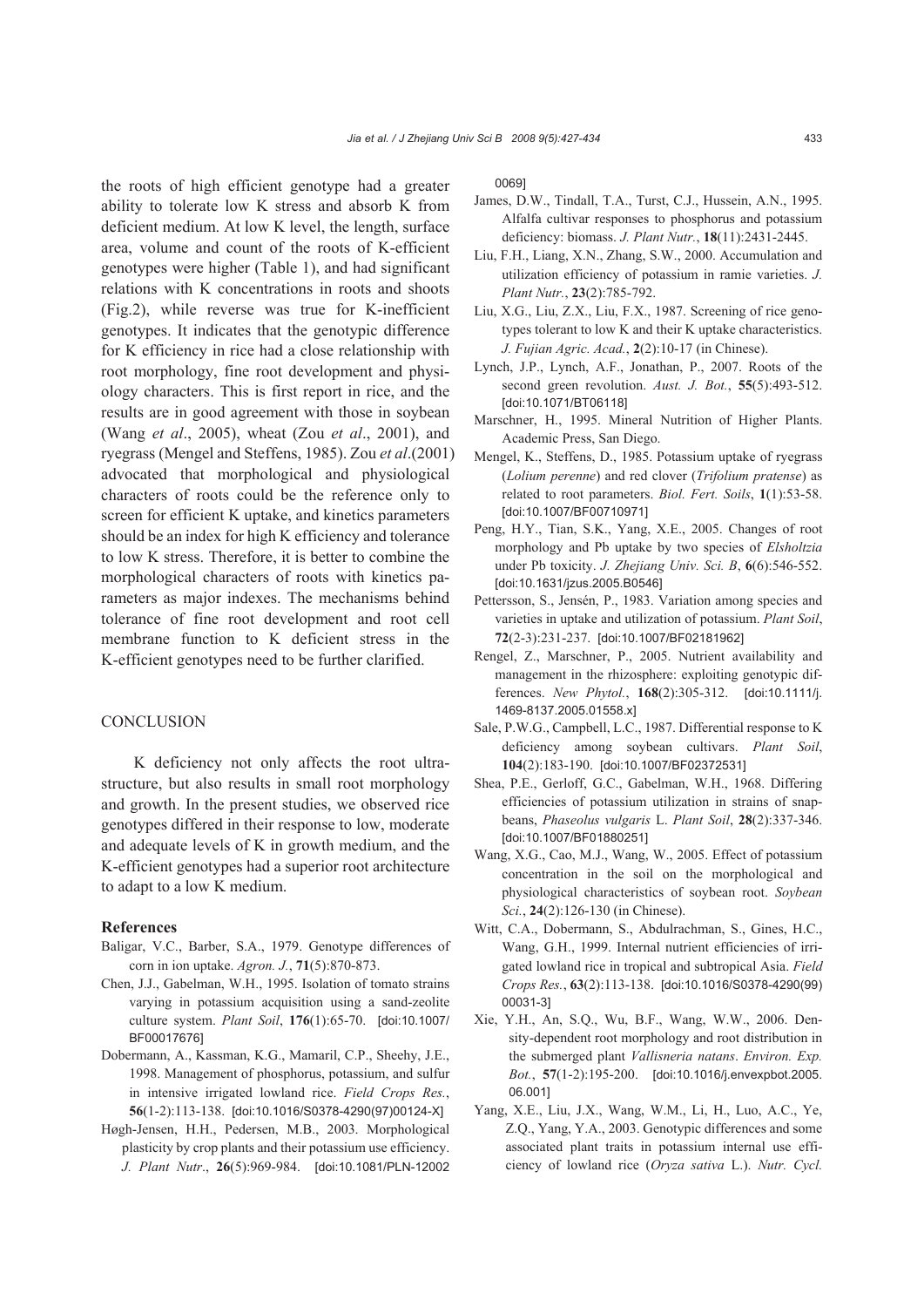the roots of high efficient genotype had a greater ability to tolerate low K stress and absorb K from deficient medium. At low K level, the length, surface area, volume and count of the roots of K-efficient genotypes were higher (Table 1), and had significant relations with K concentrations in roots and shoots (Fig.2), while reverse was true for K-inefficient genotypes. It indicates that the genotypic difference for K efficiency in rice had a close relationship with root morphology, fine root development and physiology characters. This is first report in rice, and the results are in good agreement with those in soybean (Wang *et al*., 2005), wheat (Zou *et al*., 2001), and ryegrass (Mengel and Steffens, 1985). Zou *et al*.(2001) advocated that morphological and physiological characters of roots could be the reference only to screen for efficient K uptake, and kinetics parameters should be an index for high K efficiency and tolerance to low K stress. Therefore, it is better to combine the morphological characters of roots with kinetics parameters as major indexes. The mechanisms behind tolerance of fine root development and root cell membrane function to K deficient stress in the K-efficient genotypes need to be further clarified.

## CONCLUSION

K deficiency not only affects the root ultrastructure, but also results in small root morphology and growth. In the present studies, we observed rice genotypes differed in their response to low, moderate and adequate levels of K in growth medium, and the K-efficient genotypes had a superior root architecture to adapt to a low K medium.

## References

Baligar, V.C., Barber, S.A., 1979. Genotype differences of corn in ion uptake. *Agron. J.*, **71**(5):870-873.

Chen, J.J., Gabelman, W.H., 1995. Isolation of tomato strains varying in potassium acquisition using a sand-zeolite culture system. *Plant Soil*, **176**(1):65-70. [doi:10.1007/BF00017676]

Dobermann, A., Kassman, K.G., Mamaril, C.P., Sheehy, J.E., 1998. Management of phosphorus, potassium, and sulfur in intensive irrigated lowland rice. *Field Crops Res.*, **56**(1-2):113-138. [doi:10.1016/S0378-4290(97)00124-X]

Høgh-Jensen, H.H., Pedersen, M.B., 2003. Morphological plasticity by crop plants and their potassium use efficiency. *J. Plant Nutr*., **26**(5):969-984. [doi:10.1081/PLN-120020069]

James, D.W., Tindall, T.A., Turst, C.J., Hussein, A.N., 1995. Alfalfa cultivar responses to phosphorus and potassium deficiency: biomass. *J. Plant Nutr.*, **18**(11):2431-2445.

Liu, F.H., Liang, X.N., Zhang, S.W., 2000. Accumulation and utilization efficiency of potassium in ramie varieties. *J. Plant Nutr.*, **23**(2):785-792.

Liu, X.G., Liu, Z.X., Liu, F.X., 1987. Screening of rice genotypes tolerant to low K and their K uptake characteristics. *J. Fujian Agric. Acad.*, **2**(2):10-17 (in Chinese).

Lynch, J.P., Lynch, A.F., Jonathan, P., 2007. Roots of the second green revolution. *Aust. J. Bot.*, **55**(5):493-512. [doi:10.1071/BT06118]

Marschner, H., 1995. Mineral Nutrition of Higher Plants. Academic Press, San Diego.

Mengel, K., Steffens, D., 1985. Potassium uptake of ryegrass (*Lolium perenne*) and red clover (*Trifolium pratense*) as related to root parameters. *Biol. Fert. Soils*, **1**(1):53-58. [doi:10.1007/BF00710971]

Peng, H.Y., Tian, S.K., Yang, X.E., 2005. Changes of root morphology and Pb uptake by two species of *Elsholtzia* under Pb toxicity. *J. Zhejiang Univ. Sci. B*, **6**(6):546-552. [doi:10.1631/jzus.2005.B0546]

Pettersson, S., Jensén, P., 1983. Variation among species and varieties in uptake and utilization of potassium. *Plant Soil*, **72**(2-3):231-237. [doi:10.1007/BF02181962]

Rengel, Z., Marschner, P., 2005. Nutrient availability and management in the rhizosphere: exploiting genotypic differences. *New Phytol.*, **168**(2):305-312. [doi:10.1111/j.1469-8137.2005.01558.x]

Sale, P.W.G., Campbell, L.C., 1987. Differential response to K deficiency among soybean cultivars. *Plant Soil*, **104**(2):183-190. [doi:10.1007/BF02372531]

Shea, P.E., Gerloff, G.C., Gabelman, W.H., 1968. Differing efficiencies of potassium utilization in strains of snapbeans, *Phaseolus vulgaris* L. *Plant Soil*, **28**(2):337-346. [doi:10.1007/BF01880251]

Wang, X.G., Cao, M.J., Wang, W., 2005. Effect of potassium concentration in the soil on the morphological and physiological characteristics of soybean root. *Soybean Sci.*, **24**(2):126-130 (in Chinese).

Witt, C.A., Dobermann, S., Abdulrachman, S., Gines, H.C., Wang, G.H., 1999. Internal nutrient efficiencies of irrigated lowland rice in tropical and subtropical Asia. *Field Crops Res.*, **63**(2):113-138. [doi:10.1016/S0378-4290(99)00031-3]

Xie, Y.H., An, S.Q., Wu, B.F., Wang, W.W., 2006. Density-dependent root morphology and root distribution in the submerged plant *Vallisneria natans*. *Environ. Exp. Bot.*, **57**(1-2):195-200. [doi:10.1016/j.envexpbot.2005.06.001]

Yang, X.E., Liu, J.X., Wang, W.M., Li, H., Luo, A.C., Ye, Z.Q., Yang, Y.A., 2003. Genotypic differences and some associated plant traits in potassium internal use efficiency of lowland rice (*Oryza sativa* L.). *Nutr. Cycl.*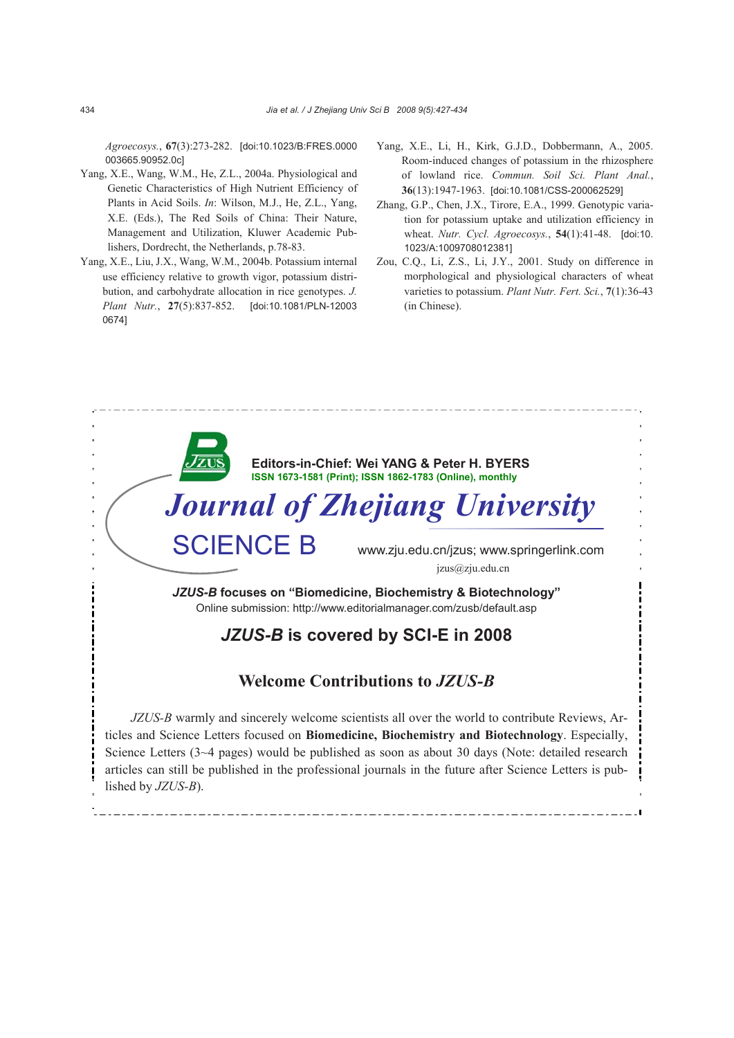*Agroecosys.*, **67**(3):273-282. [doi:10.1023/B:FRES.0000003665.90952.0c]

Yang, X.E., Wang, W.M., He, Z.L., 2004a. Physiological and Genetic Characteristics of High Nutrient Efficiency of Plants in Acid Soils. *In*: Wilson, M.J., He, Z.L., Yang, X.E. (Eds.), The Red Soils of China: Their Nature, Management and Utilization, Kluwer Academic Publishers, Dordrecht, the Netherlands, p.78-83.

Yang, X.E., Liu, J.X., Wang, W.M., 2004b. Potassium internal use efficiency relative to growth vigor, potassium distribution, and carbohydrate allocation in rice genotypes. *J. Plant Nutr.*, **27**(5):837-852. [doi:10.1081/PLN-120030674]

Yang, X.E., Li, H., Kirk, G.J.D., Dobbermann, A., 2005. Room-induced changes of potassium in the rhizosphere of lowland rice. *Commun. Soil Sci. Plant Anal.*, **36**(13):1947-1963. [doi:10.1081/CSS-200062529]

Zhang, G.P., Chen, J.X., Tirore, E.A., 1999. Genotypic variation for potassium uptake and utilization efficiency in wheat. *Nutr. Cycl. Agroecosys.*, **54**(1):41-48. [doi:10.1023/A:1009708012381]

Zou, C.Q., Li, Z.S., Li, J.Y., 2001. Study on difference in morphological and physiological characters of wheat varieties to potassium. *Plant Nutr. Fert. Sci.*, **7**(1):36-43 (in Chinese).

---

JZUS

**Editors-in-Chief: Wei YANG & Peter H. BYERS**

**ISSN 1673-1581 (Print); ISSN 1862-1783 (Online), monthly**

# *Journal of Zhejiang University* SCIENCE B

www.zju.edu.cn/jzus; www.springerlink.com

jzus@zju.edu.cn

***JZUS-B*** **focuses on "Biomedicine, Biochemistry & Biotechnology"**

Online submission: http://www.editorialmanager.com/zusb/default.asp

## ***JZUS-B*** is covered by SCI-E in 2008

## Welcome Contributions to *JZUS-B*

*JZUS-B* warmly and sincerely welcome scientists all over the world to contribute Reviews, Articles and Science Letters focused on **Biomedicine, Biochemistry and Biotechnology**. Especially, Science Letters (3~4 pages) would be published as soon as about 30 days (Note: detailed research articles can still be published in the professional journals in the future after Science Letters is published by *JZUS-B*).